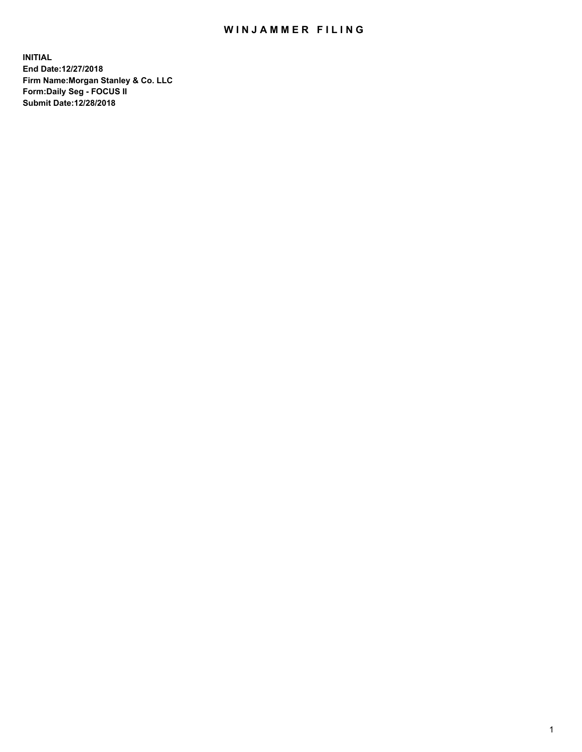# WINJAMMER FILING

**INITIAL**
**End Date:12/27/2018**
**Firm Name:Morgan Stanley & Co. LLC**
**Form:Daily Seg - FOCUS II**
**Submit Date:12/28/2018**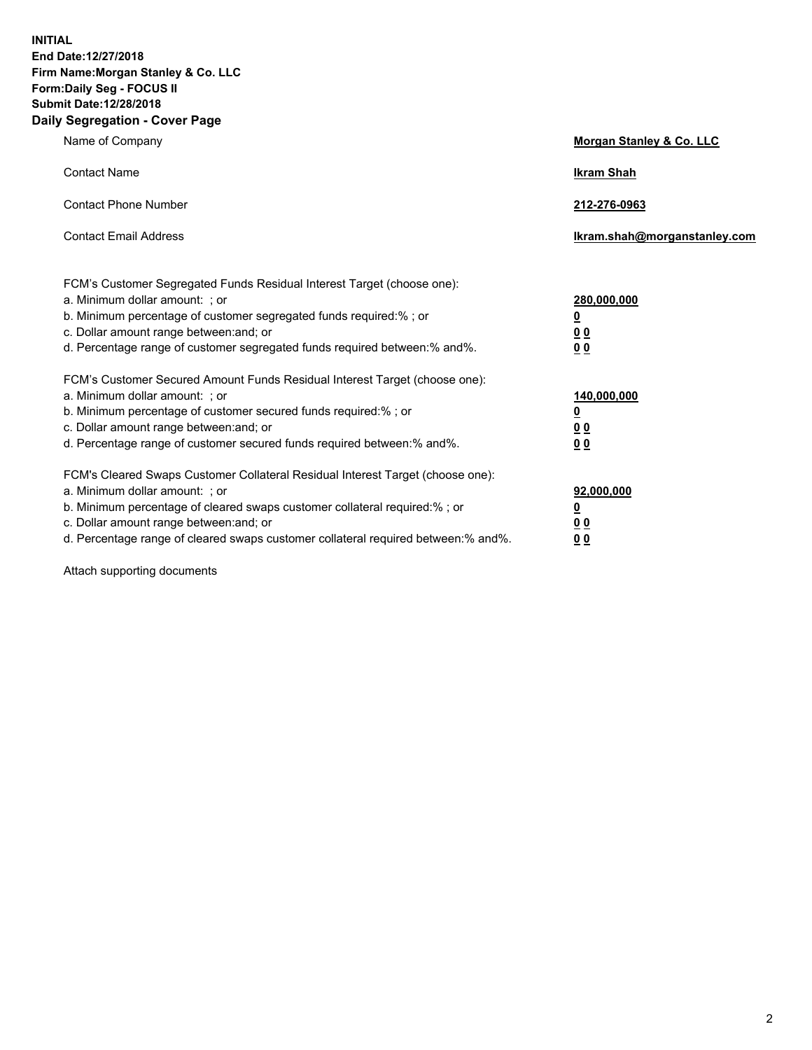**INITIAL**
**End Date:12/27/2018**
**Firm Name:Morgan Stanley & Co. LLC**
**Form:Daily Seg - FOCUS II**
**Submit Date:12/28/2018**
**Daily Segregation - Cover Page**

| | |
|---|---|
| Name of Company | **Morgan Stanley & Co. LLC** |
| Contact Name | **Ikram Shah** |
| Contact Phone Number | **212-276-0963** |
| Contact Email Address | **Ikram.shah@morganstanley.com** |

| | |
|---|---|
| FCM's Customer Segregated Funds Residual Interest Target (choose one): | |
| a. Minimum dollar amount: ; or | **280,000,000** |
| b. Minimum percentage of customer segregated funds required:% ; or | **0** |
| c. Dollar amount range between:and; or | **0 0** |
| d. Percentage range of customer segregated funds required between:% and%. | **0 0** |
| FCM's Customer Secured Amount Funds Residual Interest Target (choose one): | |
| a. Minimum dollar amount: ; or | **140,000,000** |
| b. Minimum percentage of customer secured funds required:% ; or | **0** |
| c. Dollar amount range between:and; or | **0 0** |
| d. Percentage range of customer secured funds required between:% and%. | **0 0** |
| FCM's Cleared Swaps Customer Collateral Residual Interest Target (choose one): | |
| a. Minimum dollar amount: ; or | **92,000,000** |
| b. Minimum percentage of cleared swaps customer collateral required:% ; or | **0** |
| c. Dollar amount range between:and; or | **0 0** |
| d. Percentage range of cleared swaps customer collateral required between:% and%. | **0 0** |

Attach supporting documents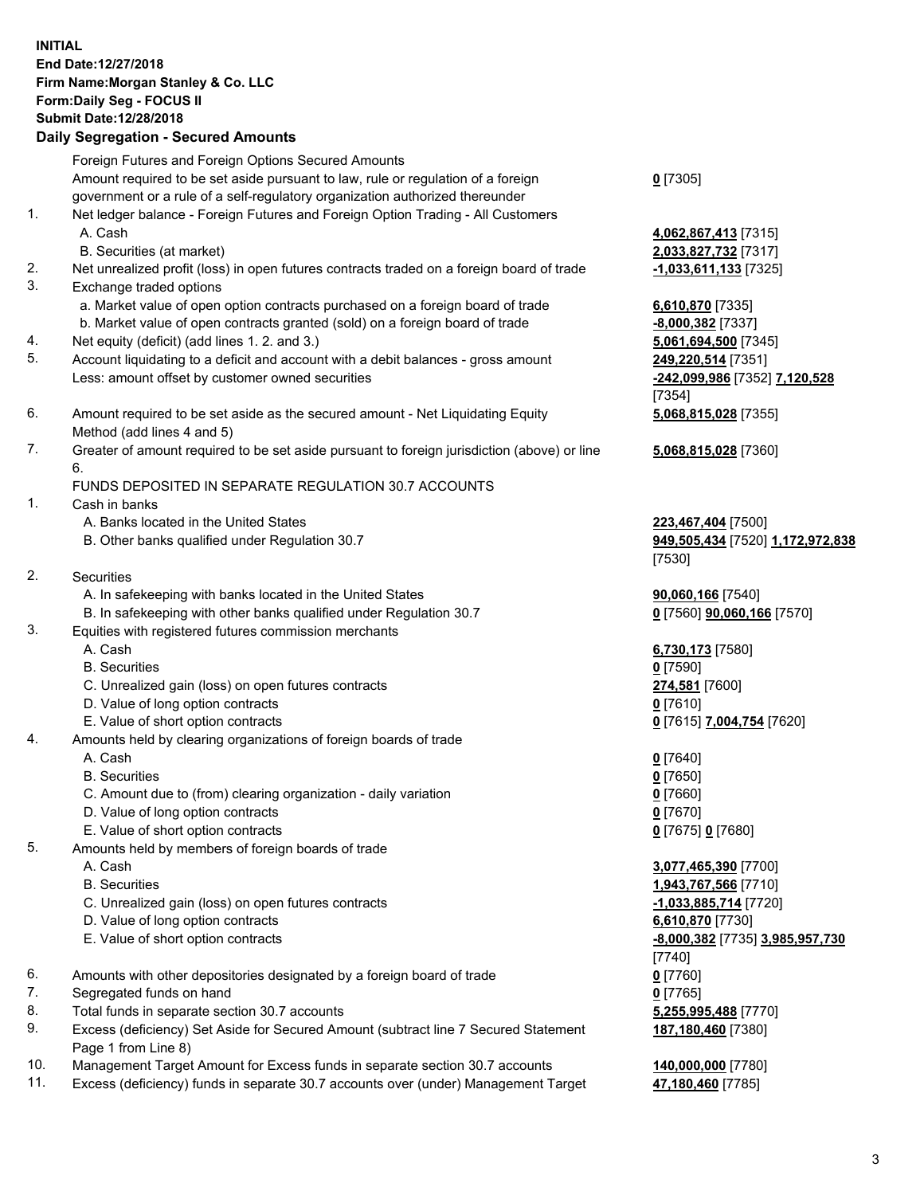**INITIAL**
**End Date:12/27/2018**
**Firm Name:Morgan Stanley & Co. LLC**
**Form:Daily Seg - FOCUS II**
**Submit Date:12/28/2018**
**Daily Segregation - Secured Amounts**

| | | |
|---|---|---|
| | Foreign Futures and Foreign Options Secured Amounts | |
| | Amount required to be set aside pursuant to law, rule or regulation of a foreign government or a rule of a self-regulatory organization authorized thereunder | **0** [7305] |
| 1. | Net ledger balance - Foreign Futures and Foreign Option Trading - All Customers | |
| | A. Cash | **4,062,867,413** [7315] |
| | B. Securities (at market) | **2,033,827,732** [7317] |
| 2. | Net unrealized profit (loss) in open futures contracts traded on a foreign board of trade | **-1,033,611,133** [7325] |
| 3. | Exchange traded options | |
| | a. Market value of open option contracts purchased on a foreign board of trade | **6,610,870** [7335] |
| | b. Market value of open contracts granted (sold) on a foreign board of trade | **-8,000,382** [7337] |
| 4. | Net equity (deficit) (add lines 1. 2. and 3.) | **5,061,694,500** [7345] |
| 5. | Account liquidating to a deficit and account with a debit balances - gross amount | **249,220,514** [7351] |
| | Less: amount offset by customer owned securities | **-242,099,986** [7352] **7,120,528** [7354] |
| 6. | Amount required to be set aside as the secured amount - Net Liquidating Equity Method (add lines 4 and 5) | **5,068,815,028** [7355] |
| 7. | Greater of amount required to be set aside pursuant to foreign jurisdiction (above) or line 6. | **5,068,815,028** [7360] |
| | FUNDS DEPOSITED IN SEPARATE REGULATION 30.7 ACCOUNTS | |
| 1. | Cash in banks | |
| | A. Banks located in the United States | **223,467,404** [7500] |
| | B. Other banks qualified under Regulation 30.7 | **949,505,434** [7520] **1,172,972,838** [7530] |
| 2. | Securities | |
| | A. In safekeeping with banks located in the United States | **90,060,166** [7540] |
| | B. In safekeeping with other banks qualified under Regulation 30.7 | **0** [7560] **90,060,166** [7570] |
| 3. | Equities with registered futures commission merchants | |
| | A. Cash | **6,730,173** [7580] |
| | B. Securities | **0** [7590] |
| | C. Unrealized gain (loss) on open futures contracts | **274,581** [7600] |
| | D. Value of long option contracts | **0** [7610] |
| | E. Value of short option contracts | **0** [7615] **7,004,754** [7620] |
| 4. | Amounts held by clearing organizations of foreign boards of trade | |
| | A. Cash | **0** [7640] |
| | B. Securities | **0** [7650] |
| | C. Amount due to (from) clearing organization - daily variation | **0** [7660] |
| | D. Value of long option contracts | **0** [7670] |
| | E. Value of short option contracts | **0** [7675] **0** [7680] |
| 5. | Amounts held by members of foreign boards of trade | |
| | A. Cash | **3,077,465,390** [7700] |
| | B. Securities | **1,943,767,566** [7710] |
| | C. Unrealized gain (loss) on open futures contracts | **-1,033,885,714** [7720] |
| | D. Value of long option contracts | **6,610,870** [7730] |
| | E. Value of short option contracts | **-8,000,382** [7735] **3,985,957,730** [7740] |
| 6. | Amounts with other depositories designated by a foreign board of trade | **0** [7760] |
| 7. | Segregated funds on hand | **0** [7765] |
| 8. | Total funds in separate section 30.7 accounts | **5,255,995,488** [7770] |
| 9. | Excess (deficiency) Set Aside for Secured Amount (subtract line 7 Secured Statement Page 1 from Line 8) | **187,180,460** [7380] |
| 10. | Management Target Amount for Excess funds in separate section 30.7 accounts | **140,000,000** [7780] |
| 11. | Excess (deficiency) funds in separate 30.7 accounts over (under) Management Target | **47,180,460** [7785] |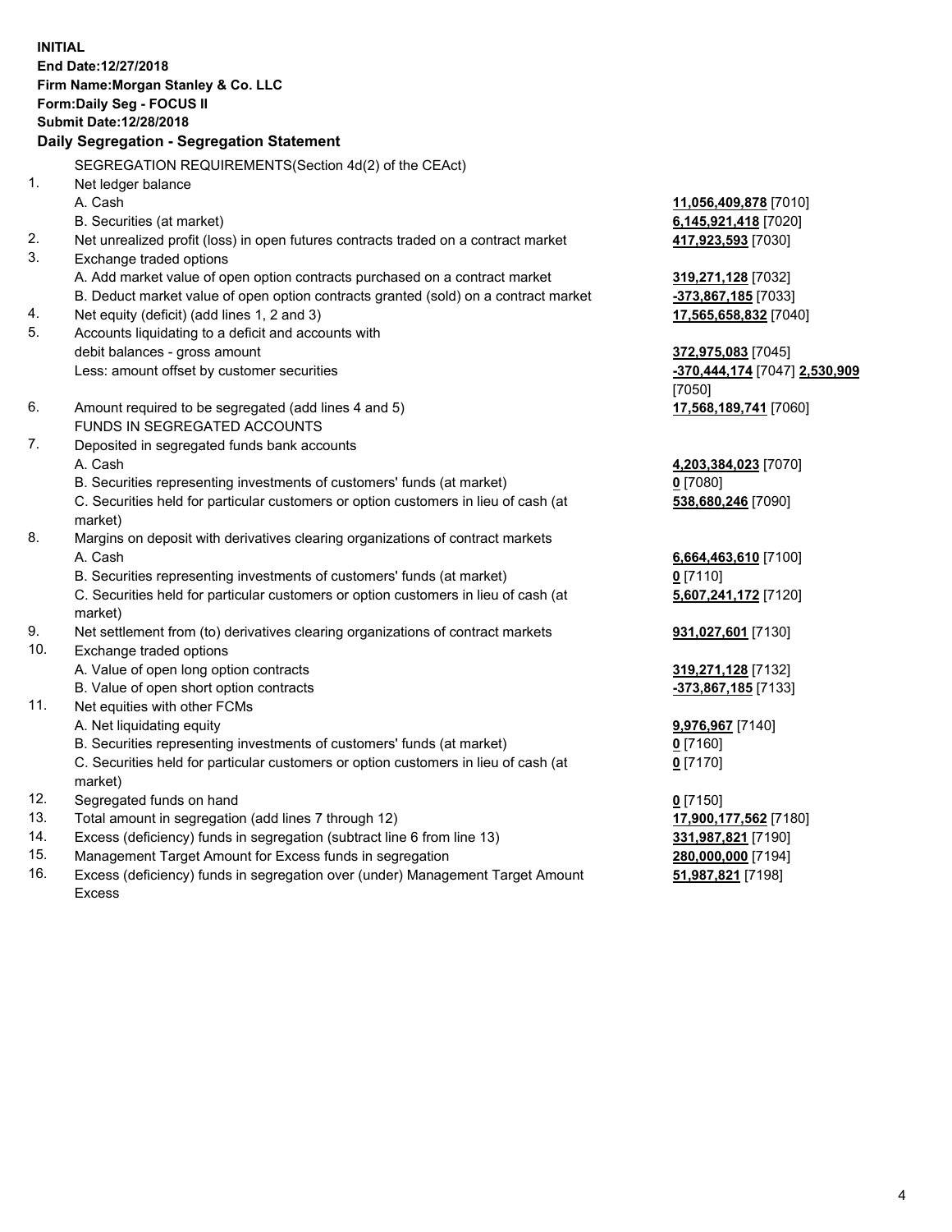**INITIAL**
**End Date:12/27/2018**
**Firm Name:Morgan Stanley & Co. LLC**
**Form:Daily Seg - FOCUS II**
**Submit Date:12/28/2018**

**Daily Segregation - Segregation Statement**

SEGREGATION REQUIREMENTS(Section 4d(2) of the CEAct)

| | | |
|---|---|---|
| 1. | Net ledger balance | |
| | A. Cash | **11,056,409,878** [7010] |
| | B. Securities (at market) | **6,145,921,418** [7020] |
| 2. | Net unrealized profit (loss) in open futures contracts traded on a contract market | **417,923,593** [7030] |
| 3. | Exchange traded options | |
| | A. Add market value of open option contracts purchased on a contract market | **319,271,128** [7032] |
| | B. Deduct market value of open option contracts granted (sold) on a contract market | **-373,867,185** [7033] |
| 4. | Net equity (deficit) (add lines 1, 2 and 3) | **17,565,658,832** [7040] |
| 5. | Accounts liquidating to a deficit and accounts with debit balances - gross amount | **372,975,083** [7045] |
| | Less: amount offset by customer securities | **-370,444,174** [7047] **2,530,909** [7050] |
| 6. | Amount required to be segregated (add lines 4 and 5) | **17,568,189,741** [7060] |
| | FUNDS IN SEGREGATED ACCOUNTS | |
| 7. | Deposited in segregated funds bank accounts | |
| | A. Cash | **4,203,384,023** [7070] |
| | B. Securities representing investments of customers' funds (at market) | **0** [7080] |
| | C. Securities held for particular customers or option customers in lieu of cash (at market) | **538,680,246** [7090] |
| 8. | Margins on deposit with derivatives clearing organizations of contract markets | |
| | A. Cash | **6,664,463,610** [7100] |
| | B. Securities representing investments of customers' funds (at market) | **0** [7110] |
| | C. Securities held for particular customers or option customers in lieu of cash (at market) | **5,607,241,172** [7120] |
| 9. | Net settlement from (to) derivatives clearing organizations of contract markets | **931,027,601** [7130] |
| 10. | Exchange traded options | |
| | A. Value of open long option contracts | **319,271,128** [7132] |
| | B. Value of open short option contracts | **-373,867,185** [7133] |
| 11. | Net equities with other FCMs | |
| | A. Net liquidating equity | **9,976,967** [7140] |
| | B. Securities representing investments of customers' funds (at market) | **0** [7160] |
| | C. Securities held for particular customers or option customers in lieu of cash (at market) | **0** [7170] |
| 12. | Segregated funds on hand | **0** [7150] |
| 13. | Total amount in segregation (add lines 7 through 12) | **17,900,177,562** [7180] |
| 14. | Excess (deficiency) funds in segregation (subtract line 6 from line 13) | **331,987,821** [7190] |
| 15. | Management Target Amount for Excess funds in segregation | **280,000,000** [7194] |
| 16. | Excess (deficiency) funds in segregation over (under) Management Target Amount Excess | **51,987,821** [7198] |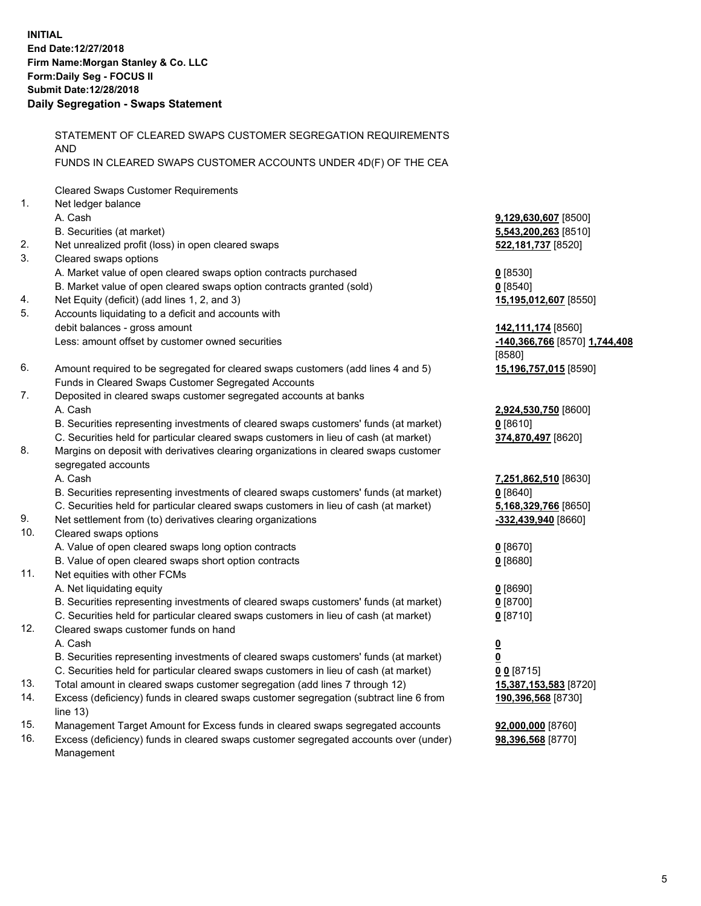**INITIAL**
**End Date:12/27/2018**
**Firm Name:Morgan Stanley & Co. LLC**
**Form:Daily Seg - FOCUS II**
**Submit Date:12/28/2018**
**Daily Segregation - Swaps Statement**

STATEMENT OF CLEARED SWAPS CUSTOMER SEGREGATION REQUIREMENTS AND FUNDS IN CLEARED SWAPS CUSTOMER ACCOUNTS UNDER 4D(F) OF THE CEA

| | | |
|---|---|---|
| | Cleared Swaps Customer Requirements | |
| 1. | Net ledger balance | |
| | A. Cash | **9,129,630,607** [8500] |
| | B. Securities (at market) | **5,543,200,263** [8510] |
| 2. | Net unrealized profit (loss) in open cleared swaps | **522,181,737** [8520] |
| 3. | Cleared swaps options | |
| | A. Market value of open cleared swaps option contracts purchased | **0** [8530] |
| | B. Market value of open cleared swaps option contracts granted (sold) | **0** [8540] |
| 4. | Net Equity (deficit) (add lines 1, 2, and 3) | **15,195,012,607** [8550] |
| 5. | Accounts liquidating to a deficit and accounts with debit balances - gross amount | **142,111,174** [8560] |
| | Less: amount offset by customer owned securities | **-140,366,766** [8570] **1,744,408** [8580] |
| 6. | Amount required to be segregated for cleared swaps customers (add lines 4 and 5) | **15,196,757,015** [8590] |
| | Funds in Cleared Swaps Customer Segregated Accounts | |
| 7. | Deposited in cleared swaps customer segregated accounts at banks | |
| | A. Cash | **2,924,530,750** [8600] |
| | B. Securities representing investments of cleared swaps customers' funds (at market) | **0** [8610] |
| | C. Securities held for particular cleared swaps customers in lieu of cash (at market) | **374,870,497** [8620] |
| 8. | Margins on deposit with derivatives clearing organizations in cleared swaps customer segregated accounts | |
| | A. Cash | **7,251,862,510** [8630] |
| | B. Securities representing investments of cleared swaps customers' funds (at market) | **0** [8640] |
| | C. Securities held for particular cleared swaps customers in lieu of cash (at market) | **5,168,329,766** [8650] |
| 9. | Net settlement from (to) derivatives clearing organizations | **-332,439,940** [8660] |
| 10. | Cleared swaps options | |
| | A. Value of open cleared swaps long option contracts | **0** [8670] |
| | B. Value of open cleared swaps short option contracts | **0** [8680] |
| 11. | Net equities with other FCMs | |
| | A. Net liquidating equity | **0** [8690] |
| | B. Securities representing investments of cleared swaps customers' funds (at market) | **0** [8700] |
| | C. Securities held for particular cleared swaps customers in lieu of cash (at market) | **0** [8710] |
| 12. | Cleared swaps customer funds on hand | |
| | A. Cash | **0** |
| | B. Securities representing investments of cleared swaps customers' funds (at market) | **0** |
| | C. Securities held for particular cleared swaps customers in lieu of cash (at market) | **0** **0** [8715] |
| 13. | Total amount in cleared swaps customer segregation (add lines 7 through 12) | **15,387,153,583** [8720] |
| 14. | Excess (deficiency) funds in cleared swaps customer segregation (subtract line 6 from line 13) | **190,396,568** [8730] |
| 15. | Management Target Amount for Excess funds in cleared swaps segregated accounts | **92,000,000** [8760] |
| 16. | Excess (deficiency) funds in cleared swaps customer segregated accounts over (under) Management | **98,396,568** [8770] |